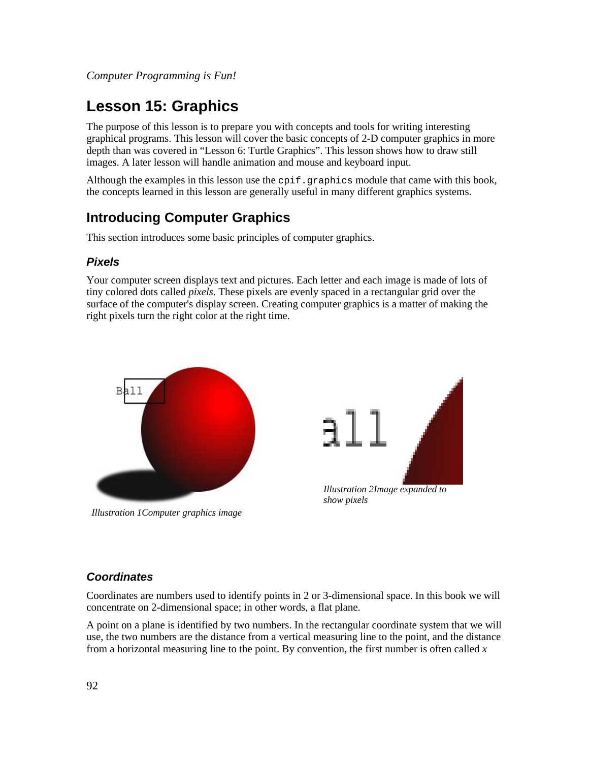# Lesson 15: Graphics

The purpose of this lesson is to prepare you with concepts and tools for writing interesting graphical programs. This lesson will cover the basic concepts of 2-D computer graphics in more depth than was covered in "Lesson 6: Turtle Graphics". This lesson shows how to draw still images. A later lesson will handle animation and mouse and keyboard input.

Although the examples in this lesson use the `cpif.graphics` module that came with this book, the concepts learned in this lesson are generally useful in many different graphics systems.

## Introducing Computer Graphics

This section introduces some basic principles of computer graphics.

### *Pixels*

Your computer screen displays text and pictures. Each letter and each image is made of lots of tiny colored dots called *pixels*. These pixels are evenly spaced in a rectangular grid over the surface of the computer's display screen. Creating computer graphics is a matter of making the right pixels turn the right color at the right time.

*Illustration 1Computer graphics image*

*Illustration 2Image expanded to show pixels*

### *Coordinates*

Coordinates are numbers used to identify points in 2 or 3-dimensional space. In this book we will concentrate on 2-dimensional space; in other words, a flat plane.

A point on a plane is identified by two numbers. In the rectangular coordinate system that we will use, the two numbers are the distance from a vertical measuring line to the point, and the distance from a horizontal measuring line to the point. By convention, the first number is often called *x*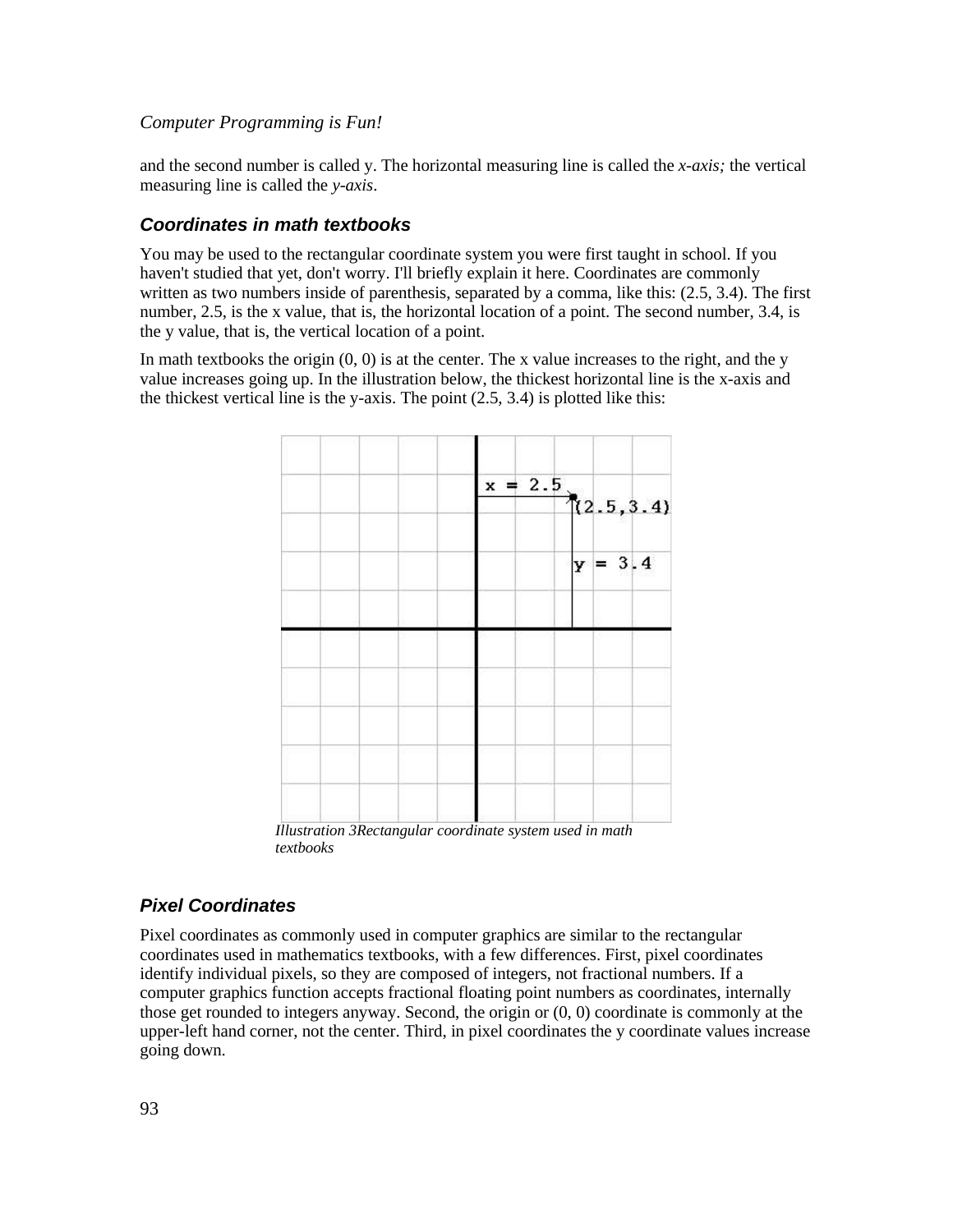and the second number is called y. The horizontal measuring line is called the *x-axis;* the vertical measuring line is called the *y-axis*.

### Coordinates in math textbooks

You may be used to the rectangular coordinate system you were first taught in school. If you haven't studied that yet, don't worry. I'll briefly explain it here. Coordinates are commonly written as two numbers inside of parenthesis, separated by a comma, like this: (2.5, 3.4). The first number, 2.5, is the x value, that is, the horizontal location of a point. The second number, 3.4, is the y value, that is, the vertical location of a point.

In math textbooks the origin (0, 0) is at the center. The x value increases to the right, and the y value increases going up. In the illustration below, the thickest horizontal line is the x-axis and the thickest vertical line is the y-axis. The point (2.5, 3.4) is plotted like this:

*Illustration 3Rectangular coordinate system used in math textbooks*

### Pixel Coordinates

Pixel coordinates as commonly used in computer graphics are similar to the rectangular coordinates used in mathematics textbooks, with a few differences. First, pixel coordinates identify individual pixels, so they are composed of integers, not fractional numbers. If a computer graphics function accepts fractional floating point numbers as coordinates, internally those get rounded to integers anyway. Second, the origin or (0, 0) coordinate is commonly at the upper-left hand corner, not the center. Third, in pixel coordinates the y coordinate values increase going down.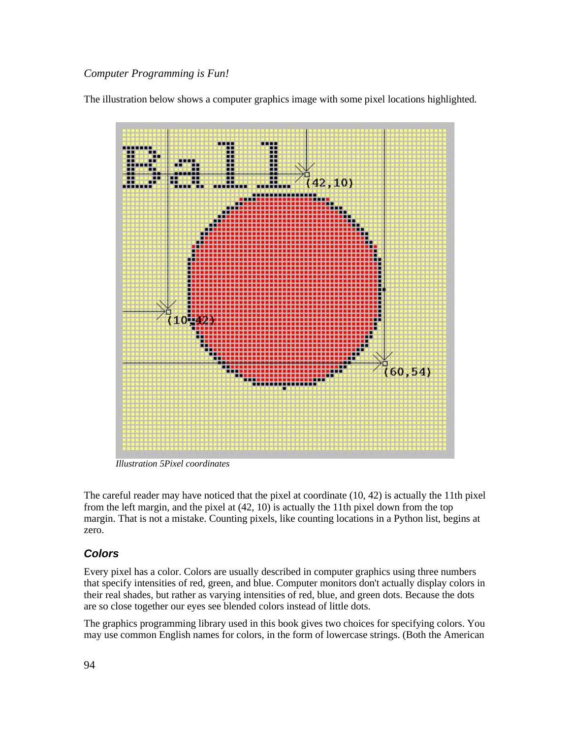The illustration below shows a computer graphics image with some pixel locations highlighted.

*Illustration 5Pixel coordinates*

The careful reader may have noticed that the pixel at coordinate (10, 42) is actually the 11th pixel from the left margin, and the pixel at (42, 10) is actually the 11th pixel down from the top margin. That is not a mistake. Counting pixels, like counting locations in a Python list, begins at zero.

### Colors

Every pixel has a color. Colors are usually described in computer graphics using three numbers that specify intensities of red, green, and blue. Computer monitors don't actually display colors in their real shades, but rather as varying intensities of red, blue, and green dots. Because the dots are so close together our eyes see blended colors instead of little dots.

The graphics programming library used in this book gives two choices for specifying colors. You may use common English names for colors, in the form of lowercase strings. (Both the American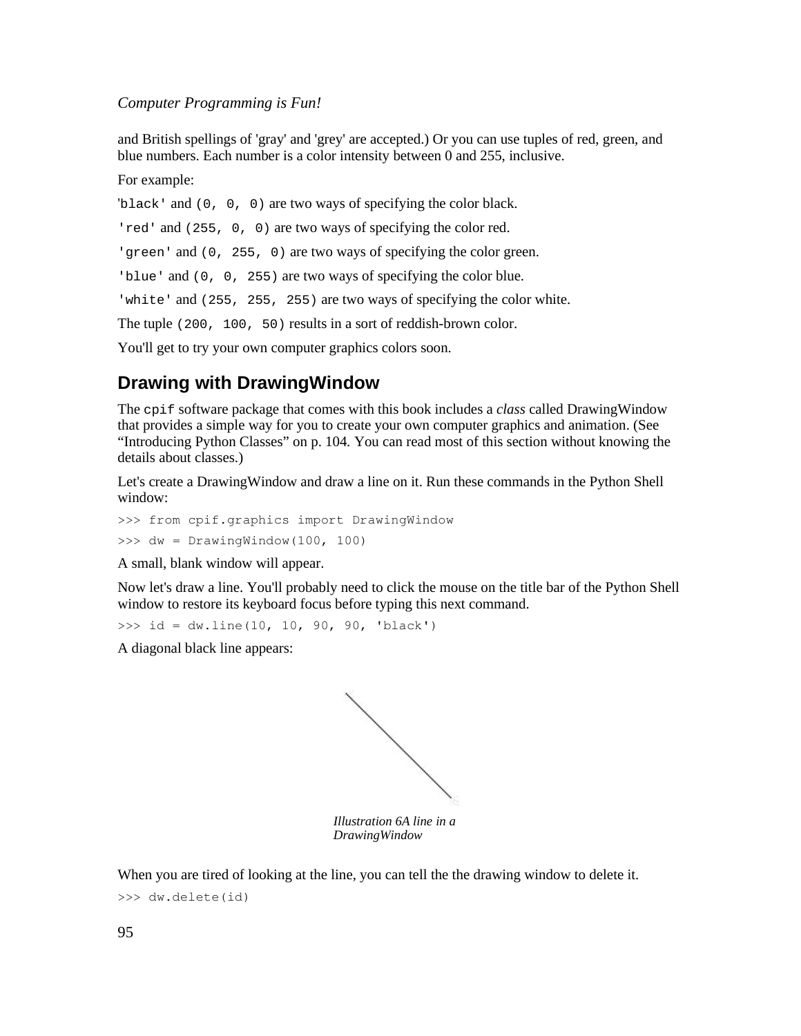and British spellings of 'gray' and 'grey' are accepted.) Or you can use tuples of red, green, and blue numbers. Each number is a color intensity between 0 and 255, inclusive.

For example:

`'black'` and `(0, 0, 0)` are two ways of specifying the color black.

`'red'` and `(255, 0, 0)` are two ways of specifying the color red.

`'green'` and `(0, 255, 0)` are two ways of specifying the color green.

`'blue'` and `(0, 0, 255)` are two ways of specifying the color blue.

`'white'` and `(255, 255, 255)` are two ways of specifying the color white.

The tuple `(200, 100, 50)` results in a sort of reddish-brown color.

You'll get to try your own computer graphics colors soon.

## Drawing with DrawingWindow

The `cpif` software package that comes with this book includes a *class* called DrawingWindow that provides a simple way for you to create your own computer graphics and animation. (See "Introducing Python Classes" on p. 104. You can read most of this section without knowing the details about classes.)

Let's create a DrawingWindow and draw a line on it. Run these commands in the Python Shell window:

```
>>> from cpif.graphics import DrawingWindow
>>> dw = DrawingWindow(100, 100)
```

A small, blank window will appear.

Now let's draw a line. You'll probably need to click the mouse on the title bar of the Python Shell window to restore its keyboard focus before typing this next command.

```
>>> id = dw.line(10, 10, 90, 90, 'black')
```

A diagonal black line appears:

*Illustration 6A line in a DrawingWindow*

When you are tired of looking at the line, you can tell the the drawing window to delete it.

```
>>> dw.delete(id)
```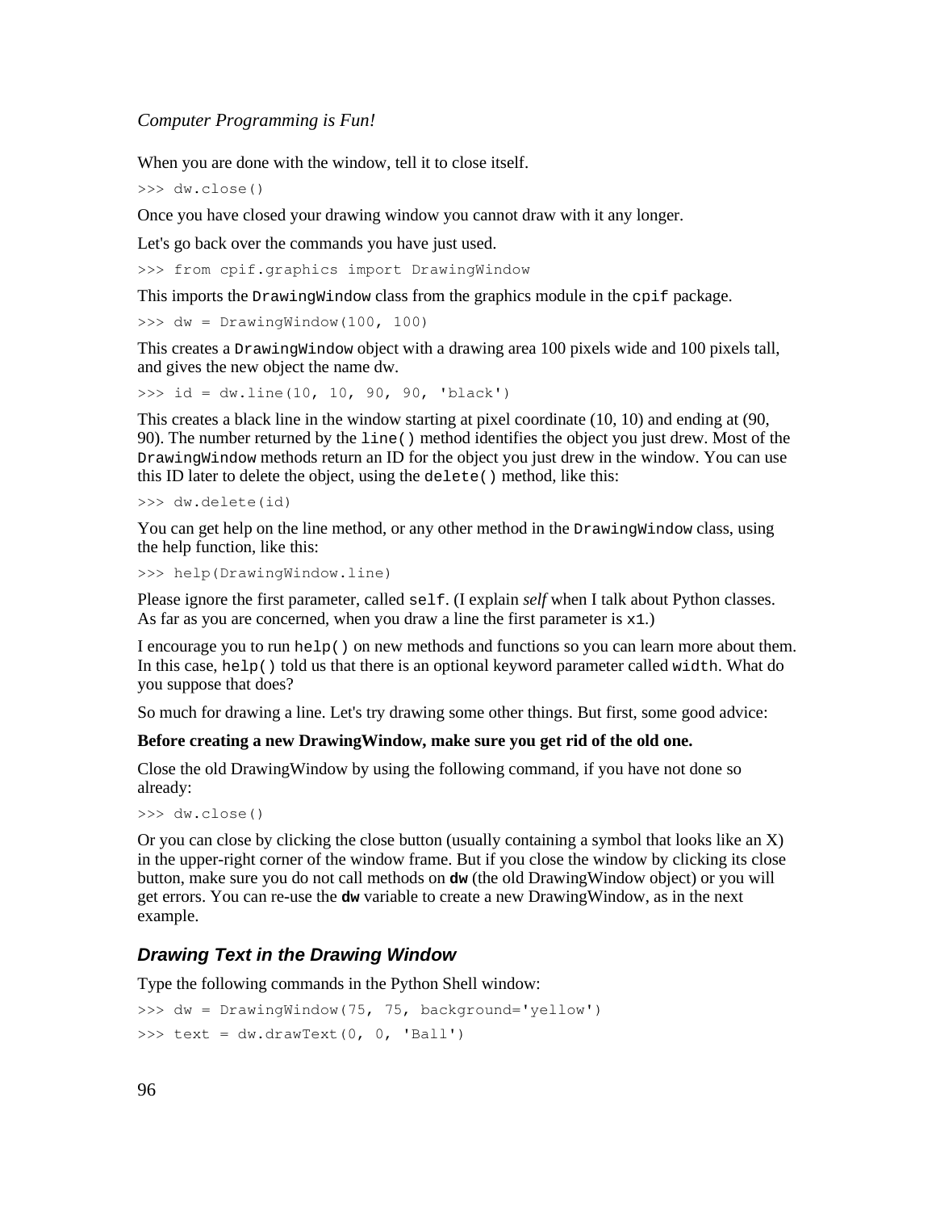When you are done with the window, tell it to close itself.

```
>>> dw.close()
```

Once you have closed your drawing window you cannot draw with it any longer.

Let's go back over the commands you have just used.

```
>>> from cpif.graphics import DrawingWindow
```

This imports the `DrawingWindow` class from the graphics module in the `cpif` package.

```
>>> dw = DrawingWindow(100, 100)
```

This creates a `DrawingWindow` object with a drawing area 100 pixels wide and 100 pixels tall, and gives the new object the name dw.

```
>>> id = dw.line(10, 10, 90, 90, 'black')
```

This creates a black line in the window starting at pixel coordinate (10, 10) and ending at (90, 90). The number returned by the `line()` method identifies the object you just drew. Most of the `DrawingWindow` methods return an ID for the object you just drew in the window. You can use this ID later to delete the object, using the `delete()` method, like this:

```
>>> dw.delete(id)
```

You can get help on the line method, or any other method in the `DrawingWindow` class, using the help function, like this:

```
>>> help(DrawingWindow.line)
```

Please ignore the first parameter, called `self`. (I explain *self* when I talk about Python classes. As far as you are concerned, when you draw a line the first parameter is `x1`.)

I encourage you to run `help()` on new methods and functions so you can learn more about them. In this case, `help()` told us that there is an optional keyword parameter called `width`. What do you suppose that does?

So much for drawing a line. Let's try drawing some other things. But first, some good advice:

**Before creating a new DrawingWindow, make sure you get rid of the old one.**

Close the old DrawingWindow by using the following command, if you have not done so already:

```
>>> dw.close()
```

Or you can close by clicking the close button (usually containing a symbol that looks like an X) in the upper-right corner of the window frame. But if you close the window by clicking its close button, make sure you do not call methods on **`dw`** (the old DrawingWindow object) or you will get errors. You can re-use the **`dw`** variable to create a new DrawingWindow, as in the next example.

### *Drawing Text in the Drawing Window*

Type the following commands in the Python Shell window:

```
>>> dw = DrawingWindow(75, 75, background='yellow')
>>> text = dw.drawText(0, 0, 'Ball')
```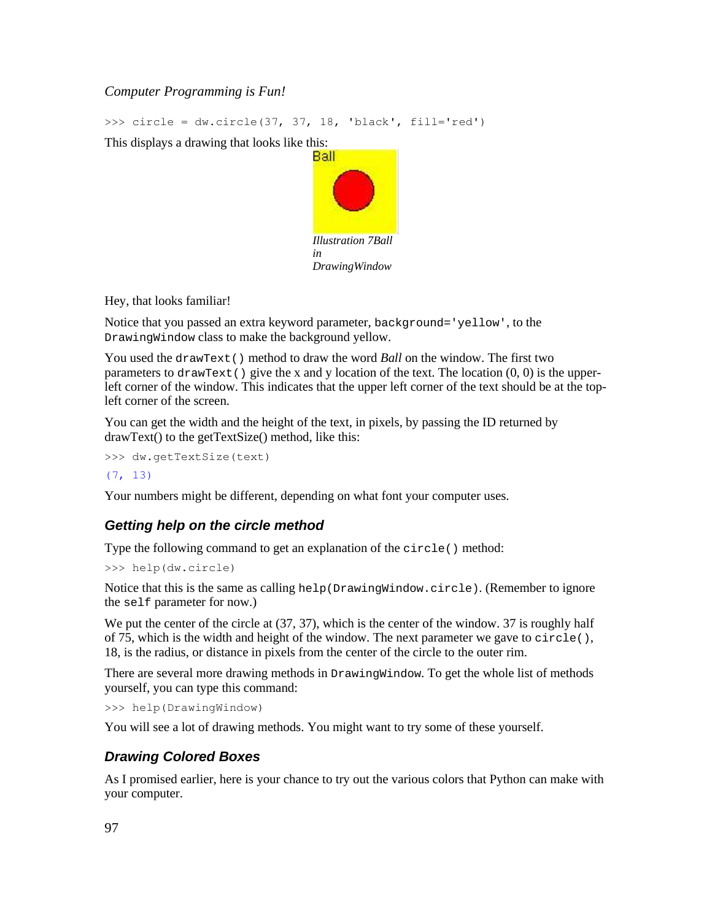```
>>> circle = dw.circle(37, 37, 18, 'black', fill='red')
```

This displays a drawing that looks like this:

*Illustration 7Ball in DrawingWindow*

Hey, that looks familiar!

Notice that you passed an extra keyword parameter, `background='yellow'`, to the `DrawingWindow` class to make the background yellow.

You used the `drawText()` method to draw the word *Ball* on the window. The first two parameters to `drawText()` give the x and y location of the text. The location (0, 0) is the upper-left corner of the window. This indicates that the upper left corner of the text should be at the top-left corner of the screen.

You can get the width and the height of the text, in pixels, by passing the ID returned by drawText() to the getTextSize() method, like this:

```
>>> dw.getTextSize(text)
(7, 13)
```

Your numbers might be different, depending on what font your computer uses.

### Getting help on the circle method

Type the following command to get an explanation of the `circle()` method:

```
>>> help(dw.circle)
```

Notice that this is the same as calling `help(DrawingWindow.circle)`. (Remember to ignore the `self` parameter for now.)

We put the center of the circle at (37, 37), which is the center of the window. 37 is roughly half of 75, which is the width and height of the window. The next parameter we gave to `circle()`, 18, is the radius, or distance in pixels from the center of the circle to the outer rim.

There are several more drawing methods in `DrawingWindow`. To get the whole list of methods yourself, you can type this command:

```
>>> help(DrawingWindow)
```

You will see a lot of drawing methods. You might want to try some of these yourself.

### Drawing Colored Boxes

As I promised earlier, here is your chance to try out the various colors that Python can make with your computer.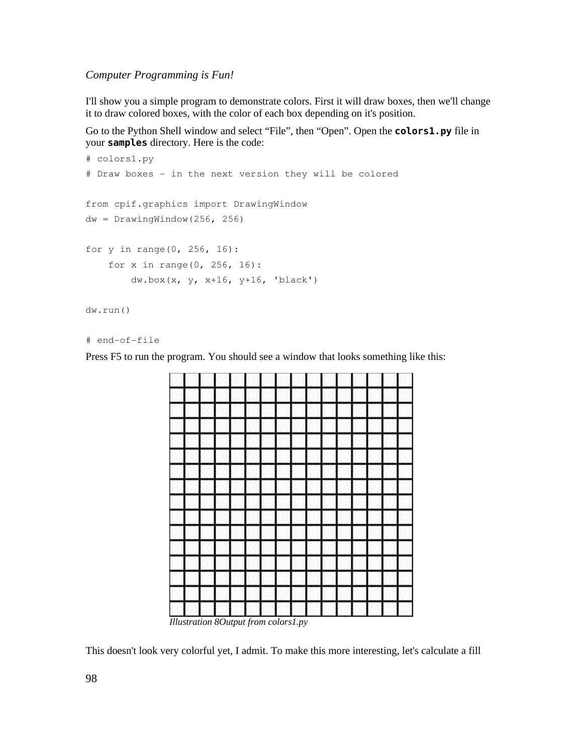I'll show you a simple program to demonstrate colors. First it will draw boxes, then we'll change it to draw colored boxes, with the color of each box depending on it's position.

Go to the Python Shell window and select “File”, then “Open”. Open the **colors1.py** file in your **samples** directory. Here is the code:

```
# colors1.py
# Draw boxes - in the next version they will be colored

from cpif.graphics import DrawingWindow
dw = DrawingWindow(256, 256)

for y in range(0, 256, 16):
    for x in range(0, 256, 16):
        dw.box(x, y, x+16, y+16, 'black')

dw.run()

# end-of-file
```

Press F5 to run the program. You should see a window that looks something like this:

*Illustration 8Output from colors1.py*

This doesn't look very colorful yet, I admit. To make this more interesting, let's calculate a fill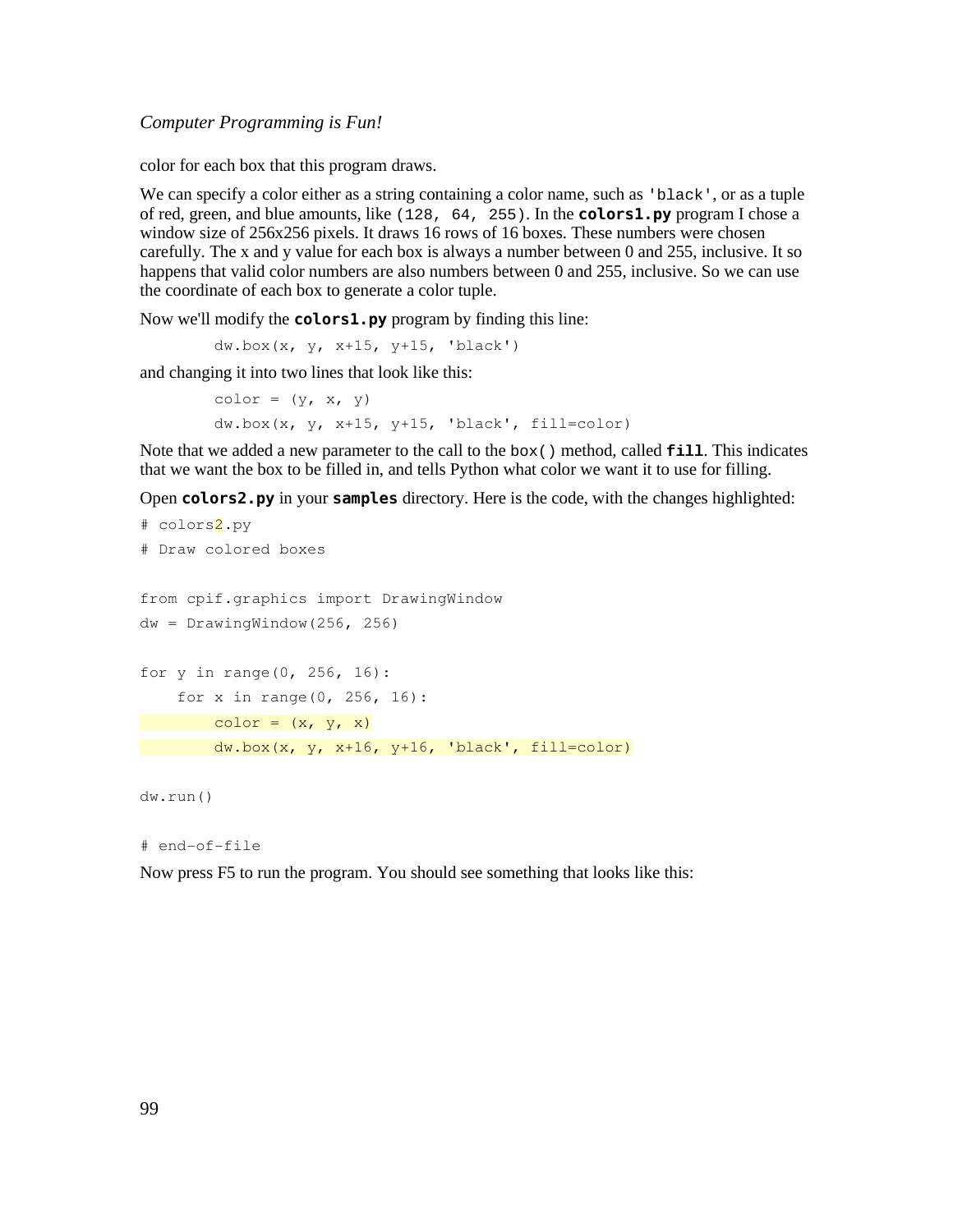color for each box that this program draws.

We can specify a color either as a string containing a color name, such as `'black'`, or as a tuple of red, green, and blue amounts, like `(128, 64, 255)`. In the **`colors1.py`** program I chose a window size of 256x256 pixels. It draws 16 rows of 16 boxes. These numbers were chosen carefully. The x and y value for each box is always a number between 0 and 255, inclusive. It so happens that valid color numbers are also numbers between 0 and 255, inclusive. So we can use the coordinate of each box to generate a color tuple.

Now we'll modify the **`colors1.py`** program by finding this line:

```
        dw.box(x, y, x+15, y+15, 'black')
```

and changing it into two lines that look like this:

```
        color = (y, x, y)
        dw.box(x, y, x+15, y+15, 'black', fill=color)
```

Note that we added a new parameter to the call to the `box()` method, called **`fill`**. This indicates that we want the box to be filled in, and tells Python what color we want it to use for filling.

Open **`colors2.py`** in your **`samples`** directory. Here is the code, with the changes highlighted:

```
# colors2.py
# Draw colored boxes

from cpif.graphics import DrawingWindow
dw = DrawingWindow(256, 256)

for y in range(0, 256, 16):
    for x in range(0, 256, 16):
        color = (x, y, x)
        dw.box(x, y, x+16, y+16, 'black', fill=color)

dw.run()

# end-of-file
```

Now press F5 to run the program. You should see something that looks like this: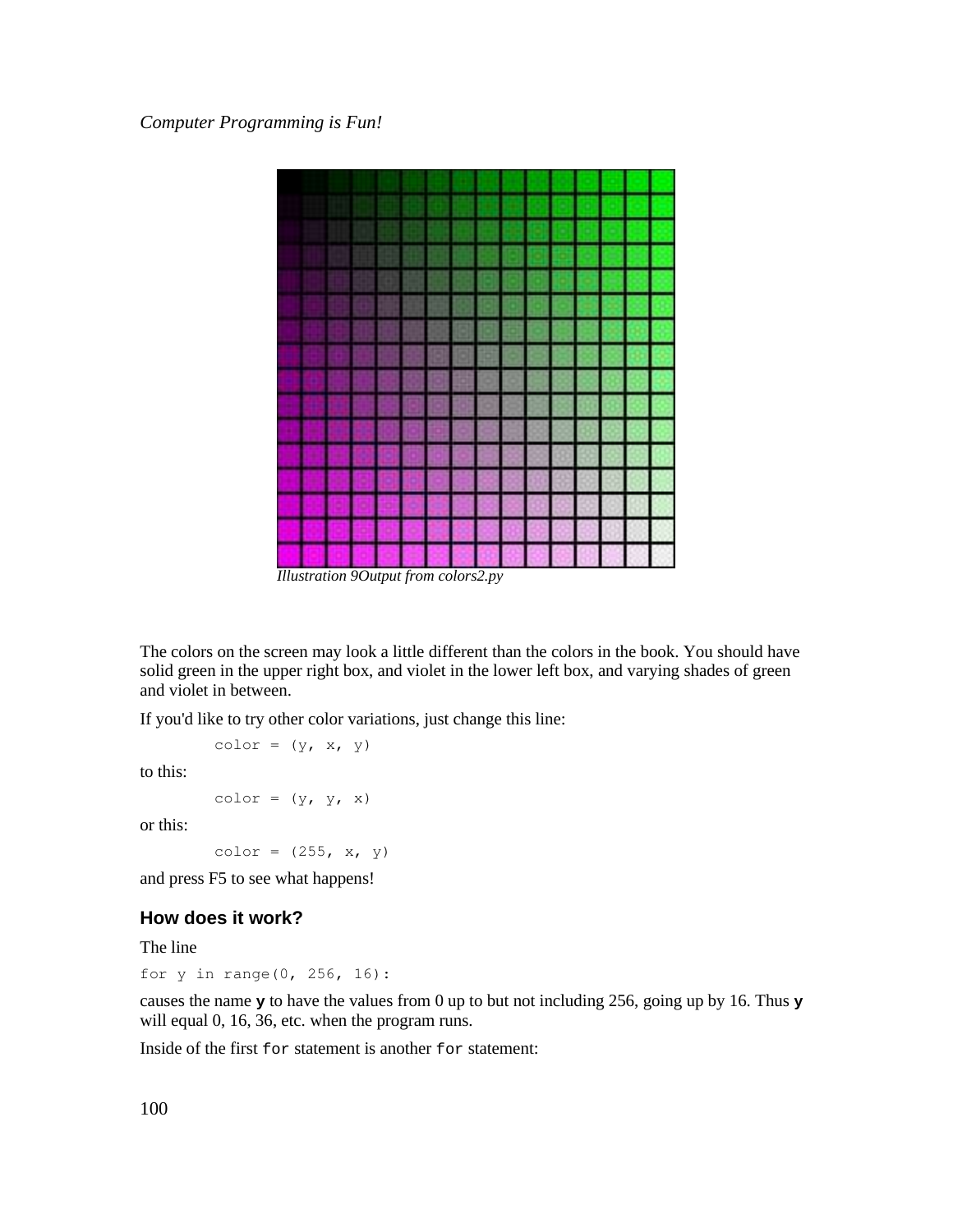*Illustration 9Output from colors2.py*

The colors on the screen may look a little different than the colors in the book. You should have solid green in the upper right box, and violet in the lower left box, and varying shades of green and violet in between.

If you'd like to try other color variations, just change this line:

```
color = (y, x, y)
```

to this:

```
color = (y, y, x)
```

or this:

```
color = (255, x, y)
```

and press F5 to see what happens!

### How does it work?

The line

```
for y in range(0, 256, 16):
```

causes the name **y** to have the values from 0 up to but not including 256, going up by 16. Thus **y** will equal 0, 16, 36, etc. when the program runs.

Inside of the first `for` statement is another `for` statement: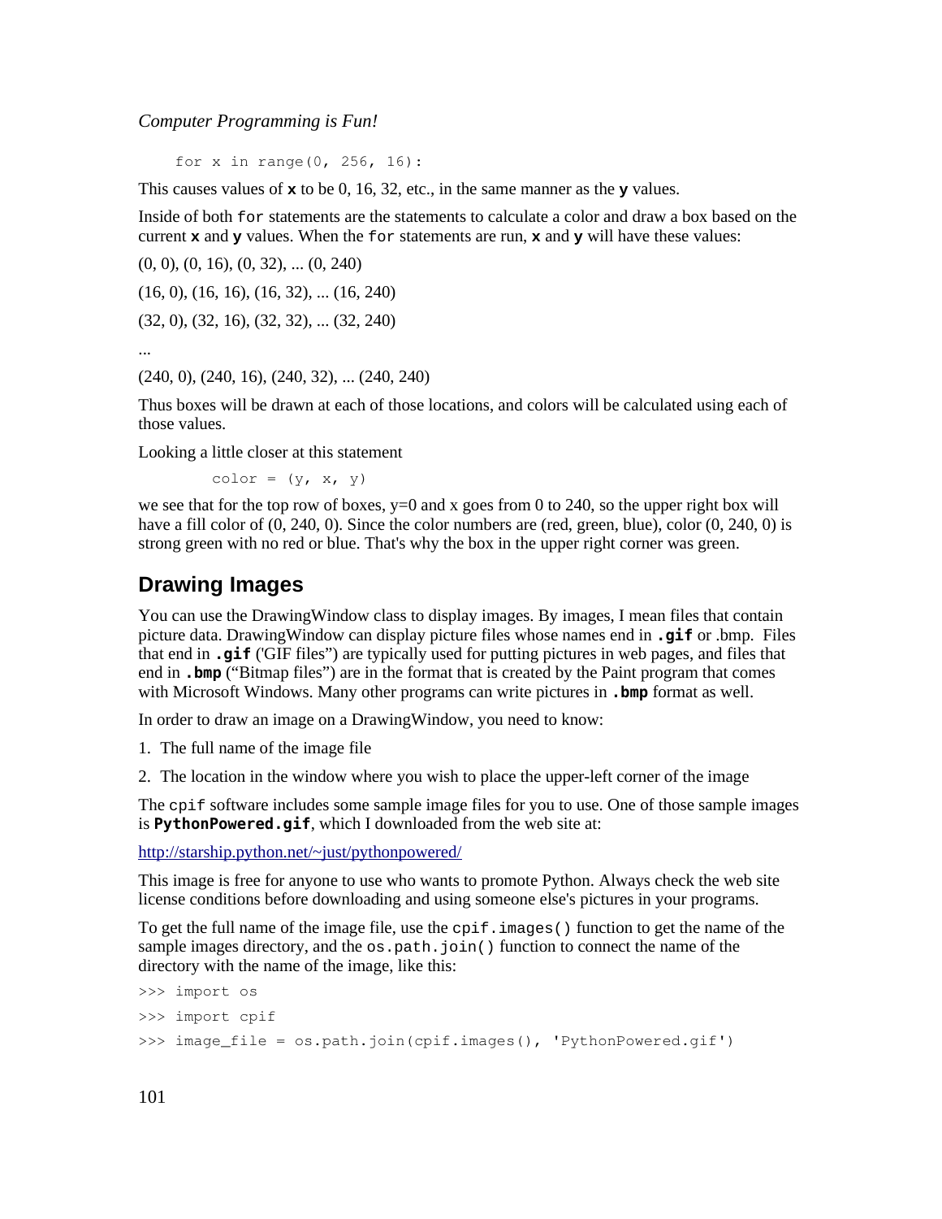```
for x in range(0, 256, 16):
```

This causes values of **x** to be 0, 16, 32, etc., in the same manner as the **y** values.

Inside of both `for` statements are the statements to calculate a color and draw a box based on the current **x** and **y** values. When the `for` statements are run, **x** and **y** will have these values:

(0, 0), (0, 16), (0, 32), ... (0, 240)

(16, 0), (16, 16), (16, 32), ... (16, 240)

(32, 0), (32, 16), (32, 32), ... (32, 240)

...

(240, 0), (240, 16), (240, 32), ... (240, 240)

Thus boxes will be drawn at each of those locations, and colors will be calculated using each of those values.

Looking a little closer at this statement

```
color = (y, x, y)
```

we see that for the top row of boxes, y=0 and x goes from 0 to 240, so the upper right box will have a fill color of (0, 240, 0). Since the color numbers are (red, green, blue), color (0, 240, 0) is strong green with no red or blue. That's why the box in the upper right corner was green.

## Drawing Images

You can use the DrawingWindow class to display images. By images, I mean files that contain picture data. DrawingWindow can display picture files whose names end in **.gif** or .bmp. Files that end in **.gif** ('GIF files") are typically used for putting pictures in web pages, and files that end in **.bmp** ("Bitmap files") are in the format that is created by the Paint program that comes with Microsoft Windows. Many other programs can write pictures in **.bmp** format as well.

In order to draw an image on a DrawingWindow, you need to know:

1. The full name of the image file
2. The location in the window where you wish to place the upper-left corner of the image

The `cpif` software includes some sample image files for you to use. One of those sample images is **PythonPowered.gif**, which I downloaded from the web site at:

http://starship.python.net/~just/pythonpowered/

This image is free for anyone to use who wants to promote Python. Always check the web site license conditions before downloading and using someone else's pictures in your programs.

To get the full name of the image file, use the `cpif.images()` function to get the name of the sample images directory, and the `os.path.join()` function to connect the name of the directory with the name of the image, like this:

```
>>> import os
>>> import cpif
>>> image_file = os.path.join(cpif.images(), 'PythonPowered.gif')
```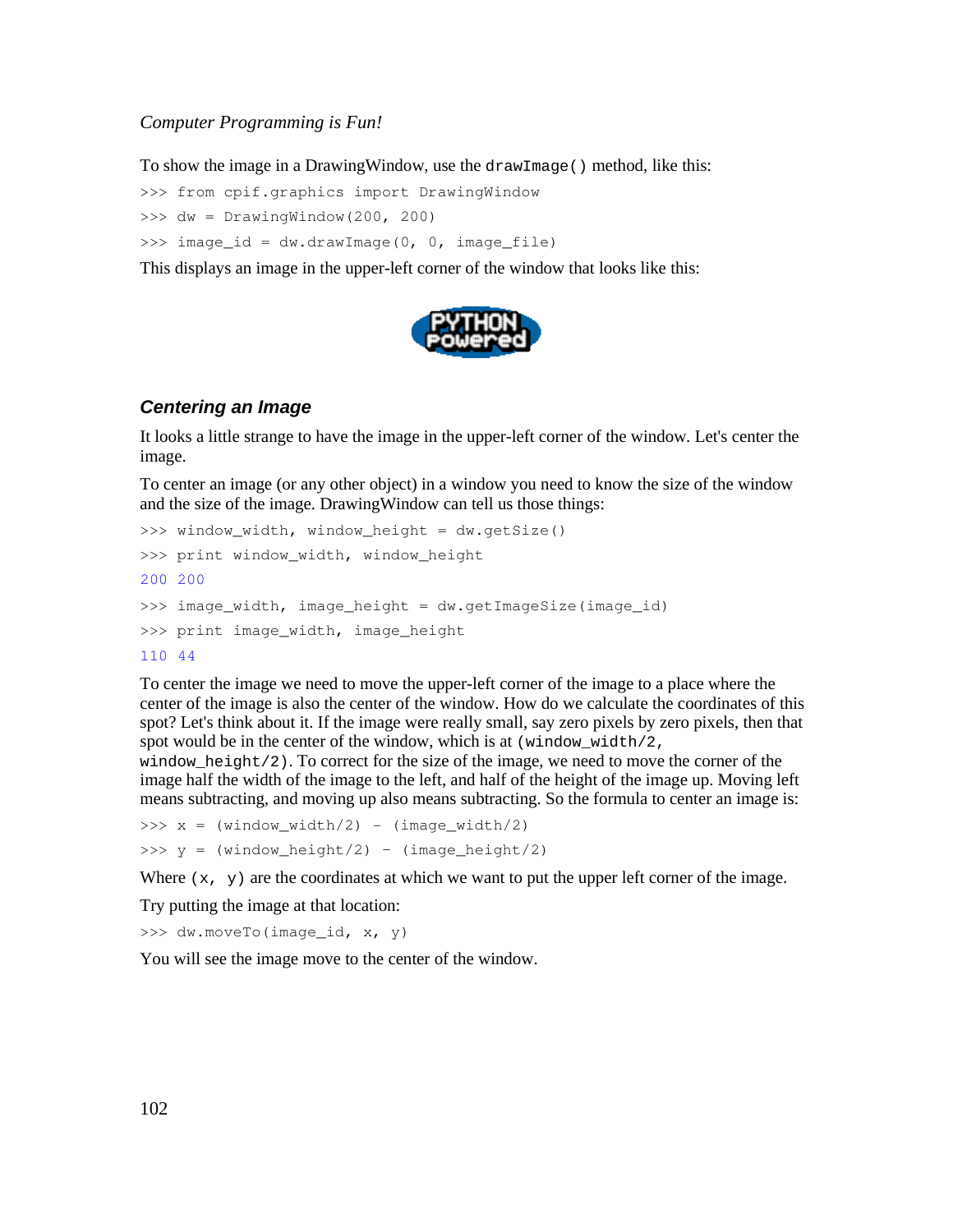To show the image in a DrawingWindow, use the `drawImage()` method, like this:

```
>>> from cpif.graphics import DrawingWindow
>>> dw = DrawingWindow(200, 200)
>>> image_id = dw.drawImage(0, 0, image_file)
```

This displays an image in the upper-left corner of the window that looks like this:

### Centering an Image

It looks a little strange to have the image in the upper-left corner of the window. Let's center the image.

To center an image (or any other object) in a window you need to know the size of the window and the size of the image. DrawingWindow can tell us those things:

```
>>> window_width, window_height = dw.getSize()
>>> print window_width, window_height
200 200
>>> image_width, image_height = dw.getImageSize(image_id)
>>> print image_width, image_height
110 44
```

To center the image we need to move the upper-left corner of the image to a place where the center of the image is also the center of the window. How do we calculate the coordinates of this spot? Let's think about it. If the image were really small, say zero pixels by zero pixels, then that spot would be in the center of the window, which is at `(window_width/2, window_height/2)`. To correct for the size of the image, we need to move the corner of the image half the width of the image to the left, and half of the height of the image up. Moving left means subtracting, and moving up also means subtracting. So the formula to center an image is:

```
>>> x = (window_width/2) - (image_width/2)
>>> y = (window_height/2) - (image_height/2)
```

Where `(x, y)` are the coordinates at which we want to put the upper left corner of the image.

Try putting the image at that location:

```
>>> dw.moveTo(image_id, x, y)
```

You will see the image move to the center of the window.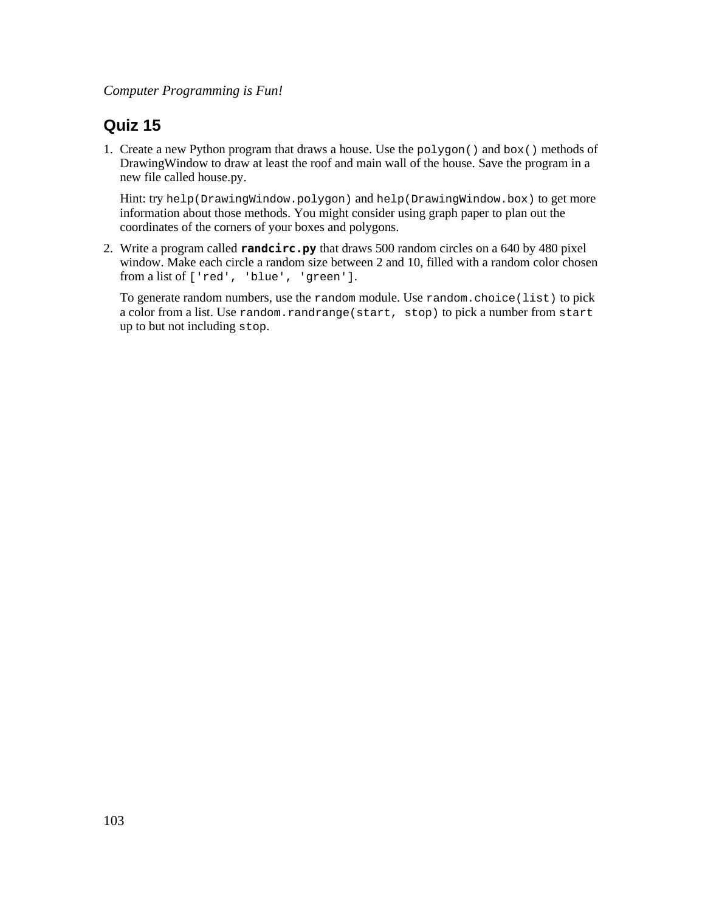## Quiz 15

1. Create a new Python program that draws a house. Use the `polygon()` and `box()` methods of DrawingWindow to draw at least the roof and main wall of the house. Save the program in a new file called house.py.

   Hint: try `help(DrawingWindow.polygon)` and `help(DrawingWindow.box)` to get more information about those methods. You might consider using graph paper to plan out the coordinates of the corners of your boxes and polygons.

2. Write a program called **`randcirc.py`** that draws 500 random circles on a 640 by 480 pixel window. Make each circle a random size between 2 and 10, filled with a random color chosen from a list of `['red', 'blue', 'green']`.

   To generate random numbers, use the `random` module. Use `random.choice(list)` to pick a color from a list. Use `random.randrange(start, stop)` to pick a number from `start` up to but not including `stop`.